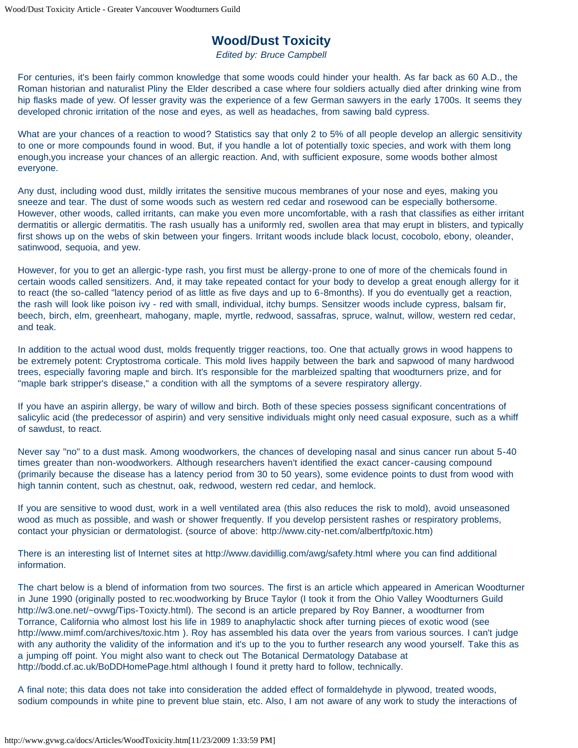# Wood/Dust Toxicity

*Edited by: Bruce Campbell*

For centuries, it's been fairly common knowledge that some woods could hinder your health. As far back as 60 A.D., the Roman historian and naturalist Pliny the Elder described a case where four soldiers actually died after drinking wine from hip flasks made of yew. Of lesser gravity was the experience of a few German sawyers in the early 1700s. It seems they developed chronic irritation of the nose and eyes, as well as headaches, from sawing bald cypress.

What are your chances of a reaction to wood? Statistics say that only 2 to 5% of all people develop an allergic sensitivity to one or more compounds found in wood. But, if you handle a lot of potentially toxic species, and work with them long enough,you increase your chances of an allergic reaction. And, with sufficient exposure, some woods bother almost everyone.

Any dust, including wood dust, mildly irritates the sensitive mucous membranes of your nose and eyes, making you sneeze and tear. The dust of some woods such as western red cedar and rosewood can be especially bothersome. However, other woods, called irritants, can make you even more uncomfortable, with a rash that classifies as either irritant dermatitis or allergic dermatitis. The rash usually has a uniformly red, swollen area that may erupt in blisters, and typically first shows up on the webs of skin between your fingers. Irritant woods include black locust, cocobolo, ebony, oleander, satinwood, sequoia, and yew.

However, for you to get an allergic-type rash, you first must be allergy-prone to one of more of the chemicals found in certain woods called sensitizers. And, it may take repeated contact for your body to develop a great enough allergy for it to react (the so-called "latency period of as little as five days and up to 6-8months). If you do eventually get a reaction, the rash will look like poison ivy - red with small, individual, itchy bumps. Sensitzer woods include cypress, balsam fir, beech, birch, elm, greenheart, mahogany, maple, myrtle, redwood, sassafras, spruce, walnut, willow, western red cedar, and teak.

In addition to the actual wood dust, molds frequently trigger reactions, too. One that actually grows in wood happens to be extremely potent: Cryptostroma corticale. This mold lives happily between the bark and sapwood of many hardwood trees, especially favoring maple and birch. It's responsible for the marbleized spalting that woodturners prize, and for "maple bark stripper's disease," a condition with all the symptoms of a severe respiratory allergy.

If you have an aspirin allergy, be wary of willow and birch. Both of these species possess significant concentrations of salicylic acid (the predecessor of aspirin) and very sensitive individuals might only need casual exposure, such as a whiff of sawdust, to react.

Never say "no" to a dust mask. Among woodworkers, the chances of developing nasal and sinus cancer run about 5-40 times greater than non-woodworkers. Although researchers haven't identified the exact cancer-causing compound (primarily because the disease has a latency period from 30 to 50 years), some evidence points to dust from wood with high tannin content, such as chestnut, oak, redwood, western red cedar, and hemlock.

If you are sensitive to wood dust, work in a well ventilated area (this also reduces the risk to mold), avoid unseasoned wood as much as possible, and wash or shower frequently. If you develop persistent rashes or respiratory problems, contact your physician or dermatologist. (source of above: http://www.city-net.com/albertfp/toxic.htm)

There is an interesting list of Internet sites at http://www.davidillig.com/awg/safety.html where you can find additional information.

The chart below is a blend of information from two sources. The first is an article which appeared in American Woodturner in June 1990 (originally posted to rec.woodworking by Bruce Taylor (I took it from the Ohio Valley Woodturners Guild http://w3.one.net/~ovwg/Tips-Toxicty.html). The second is an article prepared by Roy Banner, a woodturner from Torrance, California who almost lost his life in 1989 to anaphylactic shock after turning pieces of exotic wood (see http://www.mimf.com/archives/toxic.htm ). Roy has assembled his data over the years from various sources. I can't judge with any authority the validity of the information and it's up to the you to further research any wood yourself. Take this as a jumping off point. You might also want to check out The Botanical Dermatology Database at http://bodd.cf.ac.uk/BoDDHomePage.html although I found it pretty hard to follow, technically.

A final note; this data does not take into consideration the added effect of formaldehyde in plywood, treated woods, sodium compounds in white pine to prevent blue stain, etc. Also, I am not aware of any work to study the interactions of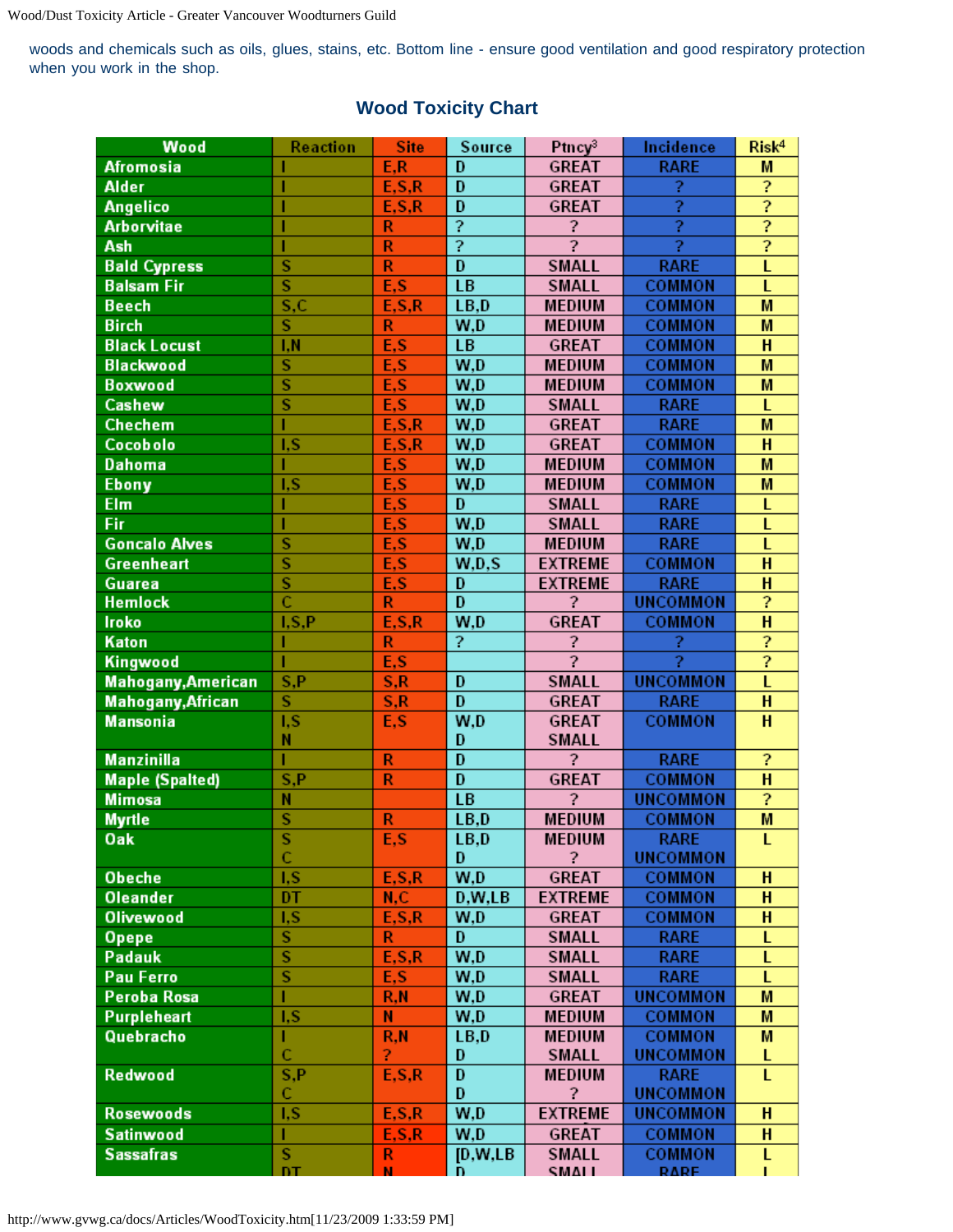woods and chemicals such as oils, glues, stains, etc. Bottom line - ensure good ventilation and good respiratory protection when you work in the shop.

## Wood Toxicity Chart

| Wood | Reaction | Site | Source | Ptncy[3] | Incidence | Risk[4] |
|---|---|---|---|---|---|---|
| Afromosia | I | E,R | D | GREAT | RARE | M |
| Alder | I | E,S,R | D | GREAT | ? | ? |
| Angelico | I | E,S,R | D | GREAT | ? | ? |
| Arborvitae | I | R | ? | ? | ? | ? |
| Ash | I | R | ? | ? | ? | ? |
| Bald Cypress | S | R | D | SMALL | RARE | L |
| Balsam Fir | S | E,S | LB | SMALL | COMMON | L |
| Beech | S,C | E,S,R | LB,D | MEDIUM | COMMON | M |
| Birch | S | R | W,D | MEDIUM | COMMON | M |
| Black Locust | I,N | E,S | LB | GREAT | COMMON | H |
| Blackwood | S | E,S | W,D | MEDIUM | COMMON | M |
| Boxwood | S | E,S | W,D | MEDIUM | COMMON | M |
| Cashew | S | E,S | W,D | SMALL | RARE | L |
| Chechem | I | E,S,R | W,D | GREAT | RARE | M |
| Cocobolo | I,S | E,S,R | W,D | GREAT | COMMON | H |
| Dahoma | I | E,S | W,D | MEDIUM | COMMON | M |
| Ebony | I,S | E,S | W,D | MEDIUM | COMMON | M |
| Elm | I | E,S | D | SMALL | RARE | L |
| Fir | I | E,S | W,D | SMALL | RARE | L |
| Goncalo Alves | S | E,S | W,D | MEDIUM | RARE | L |
| Greenheart | S | E,S | W,D,S | EXTREME | COMMON | H |
| Guarea | S | E,S | D | EXTREME | RARE | H |
| Hemlock | C | R | D | ? | UNCOMMON | ? |
| Iroko | I,S,P | E,S,R | W,D | GREAT | COMMON | H |
| Katon | I | R | ? | ? | ? | ? |
| Kingwood | I | E,S | | ? | ? | ? |
| Mahogany,American | S,P | S,R | D | SMALL | UNCOMMON | L |
| Mahogany,African | S | S,R | D | GREAT | RARE | H |
| Mansonia | I,S<br>N | E,S | W,D<br>D | GREAT<br>SMALL | COMMON | H |
| Manzinilla | I | R | D | ? | RARE | ? |
| Maple (Spalted) | S,P | R | D | GREAT | COMMON | H |
| Mimosa | N | | LB | ? | UNCOMMON | ? |
| Myrtle | S | R | LB,D | MEDIUM | COMMON | M |
| Oak | S<br>C | E,S | LB,D<br>D | MEDIUM<br>? | RARE<br>UNCOMMON | L |
| Obeche | I,S | E,S,R | W,D | GREAT | COMMON | H |
| Oleander | DT | N,C | D,W,LB | EXTREME | COMMON | H |
| Olivewood | I,S | E,S,R | W,D | GREAT | COMMON | H |
| Opepe | S | R | D | SMALL | RARE | L |
| Padauk | S | E,S,R | W,D | SMALL | RARE | L |
| Pau Ferro | S | E,S | W,D | SMALL | RARE | L |
| Peroba Rosa | I | R,N | W,D | GREAT | UNCOMMON | M |
| Purpleheart | I,S | N | W,D | MEDIUM | COMMON | M |
| Quebracho | I<br>C | R,N<br>? | LB,D<br>D | MEDIUM<br>SMALL | COMMON<br>UNCOMMON | M<br>L |
| Redwood | S,P<br>C | E,S,R | D<br>D | MEDIUM<br>? | RARE<br>UNCOMMON | L |
| Rosewoods | I,S | E,S,R | W,D | EXTREME | UNCOMMON | H |
| Satinwood | I | E,S,R | W,D | GREAT | COMMON | H |
| Sassafras | S<br>DT | R<br>N | [D,W,LB<br>D | SMALL<br>SMALL | COMMON<br>RARE | L<br>L |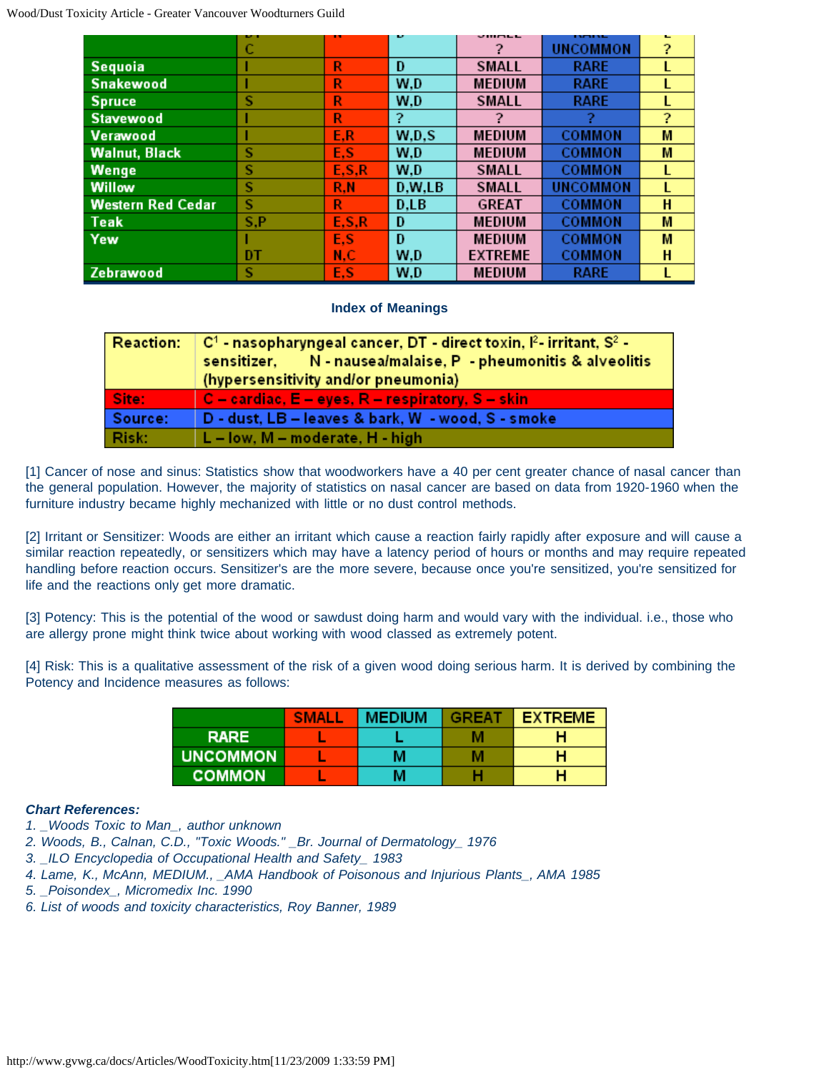| | | | | | | |
|---|---|---|---|---|---|---|
| | C | | | ? | UNCOMMON | ? |
| Sequoia | I | R | D | SMALL | RARE | L |
| Snakewood | I | R | W,D | MEDIUM | RARE | L |
| Spruce | S | R | W,D | SMALL | RARE | L |
| Stavewood | I | R | ? | ? | ? | ? |
| Verawood | I | E,R | W,D,S | MEDIUM | COMMON | M |
| Walnut, Black | S | E,S | W,D | MEDIUM | COMMON | M |
| Wenge | S | E,S,R | W,D | SMALL | COMMON | L |
| Willow | S | R,N | D,W,LB | SMALL | UNCOMMON | L |
| Western Red Cedar | S | R | D,LB | GREAT | COMMON | H |
| Teak | S,P | E,S,R | D | MEDIUM | COMMON | M |
| Yew | I | E,S | D | MEDIUM | COMMON | M |
| | DT | N,C | W,D | EXTREME | COMMON | H |
| Zebrawood | S | E,S | W,D | MEDIUM | RARE | L |

**Index of Meanings**

| | |
|---|---|
| Reaction: | C[1] - nasopharyngeal cancer, DT - direct toxin, I[2] - irritant, S[2] - sensitizer, N - nausea/malaise, P - pheumonitis & alveolitis (hypersensitivity and/or pneumonia) |
| Site: | C – cardiac, E – eyes, R – respiratory, S – skin |
| Source: | D - dust, LB – leaves & bark, W - wood, S - smoke |
| Risk: | L – low, M – moderate, H - high |

[1] Cancer of nose and sinus: Statistics show that woodworkers have a 40 per cent greater chance of nasal cancer than the general population. However, the majority of statistics on nasal cancer are based on data from 1920-1960 when the furniture industry became highly mechanized with little or no dust control methods.

[2] Irritant or Sensitizer: Woods are either an irritant which cause a reaction fairly rapidly after exposure and will cause a similar reaction repeatedly, or sensitizers which may have a latency period of hours or months and may require repeated handling before reaction occurs. Sensitizer's are the more severe, because once you're sensitized, you're sensitized for life and the reactions only get more dramatic.

[3] Potency: This is the potential of the wood or sawdust doing harm and would vary with the individual. i.e., those who are allergy prone might think twice about working with wood classed as extremely potent.

[4] Risk: This is a qualitative assessment of the risk of a given wood doing serious harm. It is derived by combining the Potency and Incidence measures as follows:

| | SMALL | MEDIUM | GREAT | EXTREME |
|---|---|---|---|---|
| RARE | L | L | M | H |
| UNCOMMON | L | M | M | H |
| COMMON | L | M | H | H |

***Chart References:***

*1. _Woods Toxic to Man_, author unknown*
*2. Woods, B., Calnan, C.D., "Toxic Woods." _Br. Journal of Dermatology_ 1976*
*3. _ILO Encyclopedia of Occupational Health and Safety_ 1983*
*4. Lame, K., McAnn, MEDIUM., _AMA Handbook of Poisonous and Injurious Plants_, AMA 1985*
*5. _Poisondex_, Micromedix Inc. 1990*
*6. List of woods and toxicity characteristics, Roy Banner, 1989*